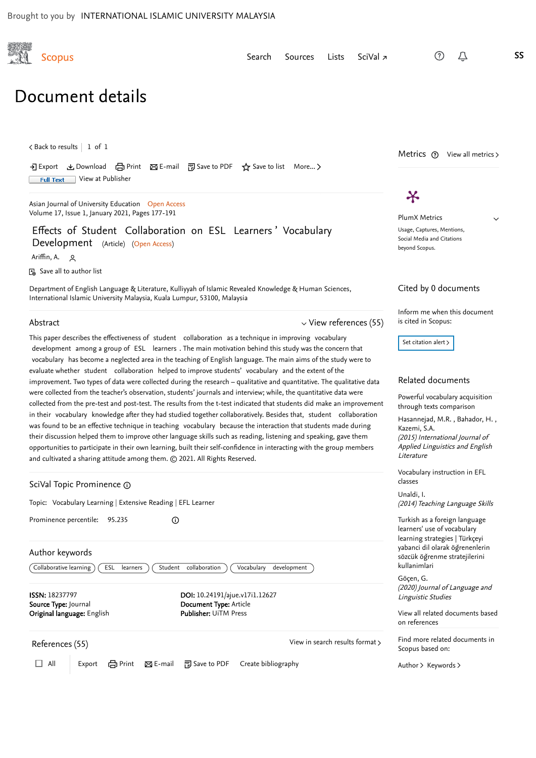Brought to you by INTERNATIONAL ISLAMIC UNIVERSITY MALAYSIA

Scopus

Search Sources Lists SciVal ↗

# Document details

< Back to results | 1 of 1

Export Download Print E-mail Save to PDF Save to list More... >

Full Text View at Publisher

Asian Journal of University Education Open Access
Volume 17, Issue 1, January 2021, Pages 177-191

## Effects of Student Collaboration on ESL Learners' Vocabulary Development (Article) (Open Access)

Ariffin, A.

Save all to author list

Department of English Language & Literature, Kulliyyah of Islamic Revealed Knowledge & Human Sciences, International Islamic University Malaysia, Kuala Lumpur, 53100, Malaysia

### Abstract

View references (55)

This paper describes the effectiveness of student collaboration as a technique in improving vocabulary development among a group of ESL learners. The main motivation behind this study was the concern that vocabulary has become a neglected area in the teaching of English language. The main aims of the study were to evaluate whether student collaboration helped to improve students' vocabulary and the extent of the improvement. Two types of data were collected during the research – qualitative and quantitative. The qualitative data were collected from the teacher's observation, students' journals and interview; while, the quantitative data were collected from the pre-test and post-test. The results from the t-test indicated that students did make an improvement in their vocabulary knowledge after they had studied together collaboratively. Besides that, student collaboration was found to be an effective technique in teaching vocabulary because the interaction that students made during their discussion helped them to improve other language skills such as reading, listening and speaking, gave them opportunities to participate in their own learning, built their self-confidence in interacting with the group members and cultivated a sharing attitude among them. © 2021. All Rights Reserved.

### SciVal Topic Prominence

Topic: Vocabulary Learning | Extensive Reading | EFL Learner

Prominence percentile: 95.235

### Author keywords

Collaborative learning | ESL learners | Student collaboration | Vocabulary development

**ISSN:** 18237797
**Source Type:** Journal
**Original language:** English

**DOI:** 10.24191/ajue.v17i1.12627
**Document Type:** Article
**Publisher:** UiTM Press

### References (55)

View in search results format >

All | Export | Print | E-mail | Save to PDF | Create bibliography

---

Metrics View all metrics >

PlumX Metrics
Usage, Captures, Mentions, Social Media and Citations beyond Scopus.

### Cited by 0 documents

Inform me when this document is cited in Scopus:

Set citation alert >

### Related documents

Powerful vocabulary acquisition through texts comparison
Hasannejad, M.R. , Bahador, H. , Kazemi, S.A.
*(2015) International Journal of Applied Linguistics and English Literature*

Vocabulary instruction in EFL classes
Unaldi, I.
*(2014) Teaching Language Skills*

Turkish as a foreign language learners' use of vocabulary learning strategies | Türkçeyi yabanci dil olarak öğrenenlerin sözcük öğrenme stratejilerini kullanimlari
Göçen, G.
*(2020) Journal of Language and Linguistic Studies*

View all related documents based on references

Find more related documents in Scopus based on:

Author > Keywords >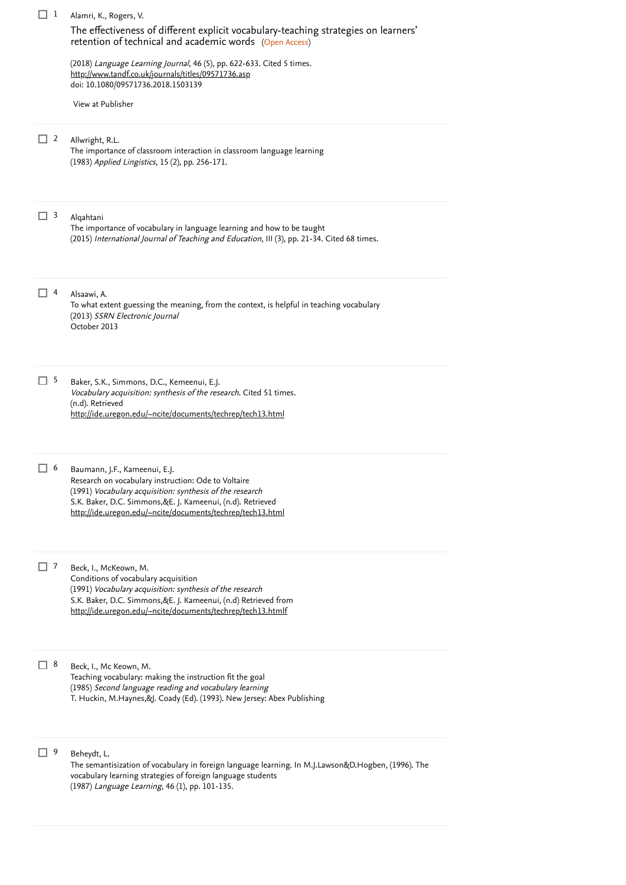1. Alamri, K., Rogers, V.

   The effectiveness of different explicit vocabulary-teaching strategies on learners' retention of technical and academic words (Open Access)

   (2018) *Language Learning Journal*, 46 (5), pp. 622-633. Cited 5 times.
   http://www.tandf.co.uk/journals/titles/09571736.asp
   doi: 10.1080/09571736.2018.1503139

   View at Publisher

2. Allwright, R.L.

   The importance of classroom interaction in classroom language learning
   (1983) *Applied Lingistics*, 15 (2), pp. 256-171.

3. Alqahtani

   The importance of vocabulary in language learning and how to be taught
   (2015) *International Journal of Teaching and Education*, III (3), pp. 21-34. Cited 68 times.

4. Alsaawi, A.

   To what extent guessing the meaning, from the context, is helpful in teaching vocabulary
   (2013) *SSRN Electronic Journal*
   October 2013

5. Baker, S.K., Simmons, D.C., Kemeenui, E.J.

   *Vocabulary acquisition: synthesis of the research*. Cited 51 times.
   (n.d). Retrieved
   http://ide.uregon.edu/~ncite/documents/techrep/tech13.html

6. Baumann, J.F., Kameenui, E.J.

   Research on vocabulary instruction: Ode to Voltaire
   (1991) *Vocabulary acquisition: synthesis of the research*
   S.K. Baker, D.C. Simmons,&E. J. Kameenui, (n.d). Retrieved
   http://ide.uregon.edu/~ncite/documents/techrep/tech13.html

7. Beck, I., McKeown, M.

   Conditions of vocabulary acquisition
   (1991) *Vocabulary acquisition: synthesis of the research*
   S.K. Baker, D.C. Simmons,&E. J. Kameenui, (n.d) Retrieved from
   http://ide.uregon.edu/~ncite/documents/techrep/tech13.htmlf

8. Beck, I., Mc Keown, M.

   Teaching vocabulary: making the instruction fit the goal
   (1985) *Second language reading and vocabulary learning*
   T. Huckin, M.Haynes,&J. Coady (Ed). (1993). New Jersey: Abex Publishing

9. Beheydt, L.

   The semantisization of vocabulary in foreign language learning. In M.J.Lawson&D.Hogben, (1996). The vocabulary learning strategies of foreign language students
   (1987) *Language Learning*, 46 (1), pp. 101-135.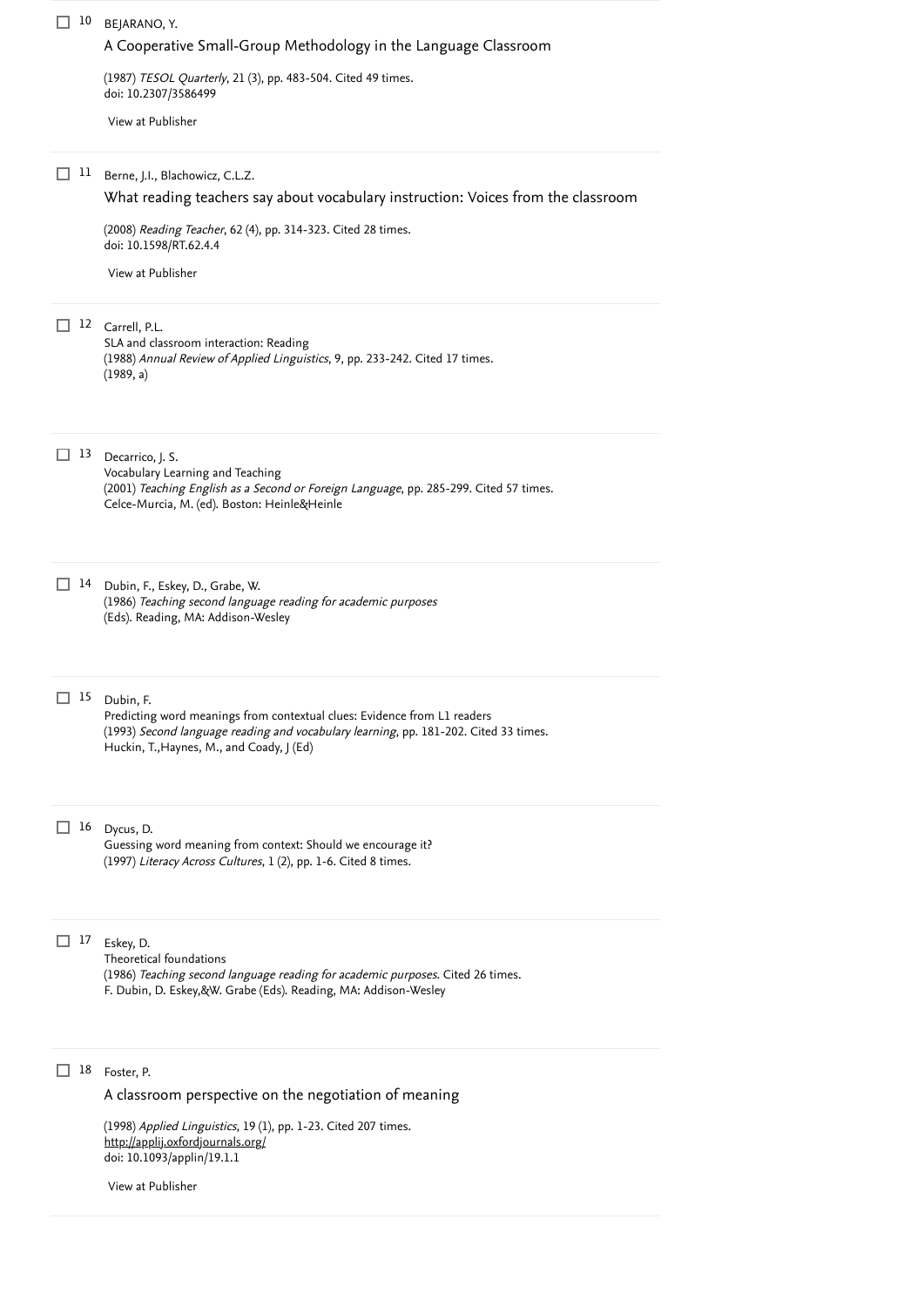10 BEJARANO, Y.

A Cooperative Small-Group Methodology in the Language Classroom

(1987) *TESOL Quarterly*, 21 (3), pp. 483-504. Cited 49 times.
doi: 10.2307/3586499

View at Publisher

11 Berne, J.I., Blachowicz, C.L.Z.

What reading teachers say about vocabulary instruction: Voices from the classroom

(2008) *Reading Teacher*, 62 (4), pp. 314-323. Cited 28 times.
doi: 10.1598/RT.62.4.4

View at Publisher

12 Carrell, P.L.

SLA and classroom interaction: Reading
(1988) *Annual Review of Applied Linguistics*, 9, pp. 233-242. Cited 17 times.
(1989, a)

13 Decarrico, J. S.

Vocabulary Learning and Teaching
(2001) *Teaching English as a Second or Foreign Language*, pp. 285-299. Cited 57 times.
Celce-Murcia, M. (ed). Boston: Heinle&Heinle

14 Dubin, F., Eskey, D., Grabe, W.

(1986) *Teaching second language reading for academic purposes*
(Eds). Reading, MA: Addison-Wesley

15 Dubin, F.

Predicting word meanings from contextual clues: Evidence from L1 readers
(1993) *Second language reading and vocabulary learning*, pp. 181-202. Cited 33 times.
Huckin, T.,Haynes, M., and Coady, J (Ed)

16 Dycus, D.

Guessing word meaning from context: Should we encourage it?
(1997) *Literacy Across Cultures*, 1 (2), pp. 1-6. Cited 8 times.

17 Eskey, D.

Theoretical foundations
(1986) *Teaching second language reading for academic purposes*. Cited 26 times.
F. Dubin, D. Eskey,&W. Grabe (Eds). Reading, MA: Addison-Wesley

18 Foster, P.

A classroom perspective on the negotiation of meaning

(1998) *Applied Linguistics*, 19 (1), pp. 1-23. Cited 207 times.
http://applij.oxfordjournals.org/
doi: 10.1093/applin/19.1.1

View at Publisher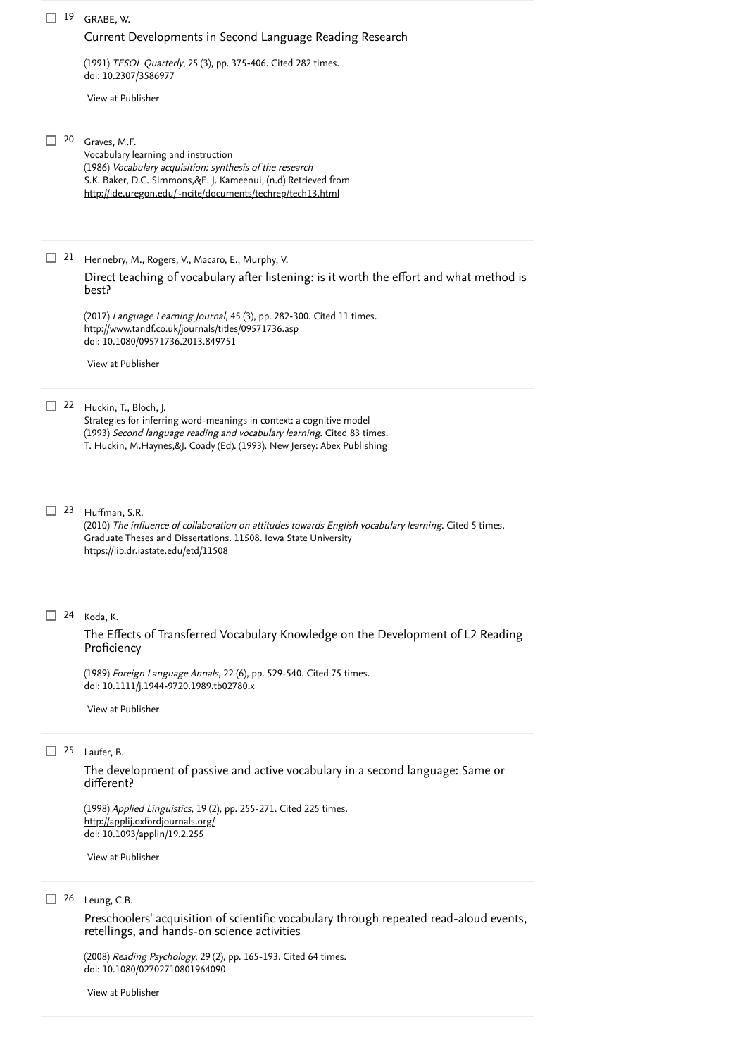19 GRABE, W.

Current Developments in Second Language Reading Research

(1991) *TESOL Quarterly*, 25 (3), pp. 375-406. Cited 282 times.
doi: 10.2307/3586977

View at Publisher

20 Graves, M.F.

Vocabulary learning and instruction
(1986) *Vocabulary acquisition: synthesis of the research*
S.K. Baker, D.C. Simmons,&E. J. Kameenui, (n.d) Retrieved from
http://ide.uregon.edu/~ncite/documents/techrep/tech13.html

21 Hennebry, M., Rogers, V., Macaro, E., Murphy, V.

Direct teaching of vocabulary after listening: is it worth the effort and what method is best?

(2017) *Language Learning Journal*, 45 (3), pp. 282-300. Cited 11 times.
http://www.tandf.co.uk/journals/titles/09571736.asp
doi: 10.1080/09571736.2013.849751

View at Publisher

22 Huckin, T., Bloch, J.

Strategies for inferring word-meanings in context: a cognitive model
(1993) *Second language reading and vocabulary learning*. Cited 83 times.
T. Huckin, M.Haynes,&J. Coady (Ed). (1993). New Jersey: Abex Publishing

23 Huffman, S.R.

(2010) *The influence of collaboration on attitudes towards English vocabulary learning*. Cited 5 times.
Graduate Theses and Dissertations. 11508. Iowa State University
https://lib.dr.iastate.edu/etd/11508

24 Koda, K.

The Effects of Transferred Vocabulary Knowledge on the Development of L2 Reading Proficiency

(1989) *Foreign Language Annals*, 22 (6), pp. 529-540. Cited 75 times.
doi: 10.1111/j.1944-9720.1989.tb02780.x

View at Publisher

25 Laufer, B.

The development of passive and active vocabulary in a second language: Same or different?

(1998) *Applied Linguistics*, 19 (2), pp. 255-271. Cited 225 times.
http://applij.oxfordjournals.org/
doi: 10.1093/applin/19.2.255

View at Publisher

26 Leung, C.B.

Preschoolers' acquisition of scientific vocabulary through repeated read-aloud events, retellings, and hands-on science activities

(2008) *Reading Psychology*, 29 (2), pp. 165-193. Cited 64 times.
doi: 10.1080/02702710801964090

View at Publisher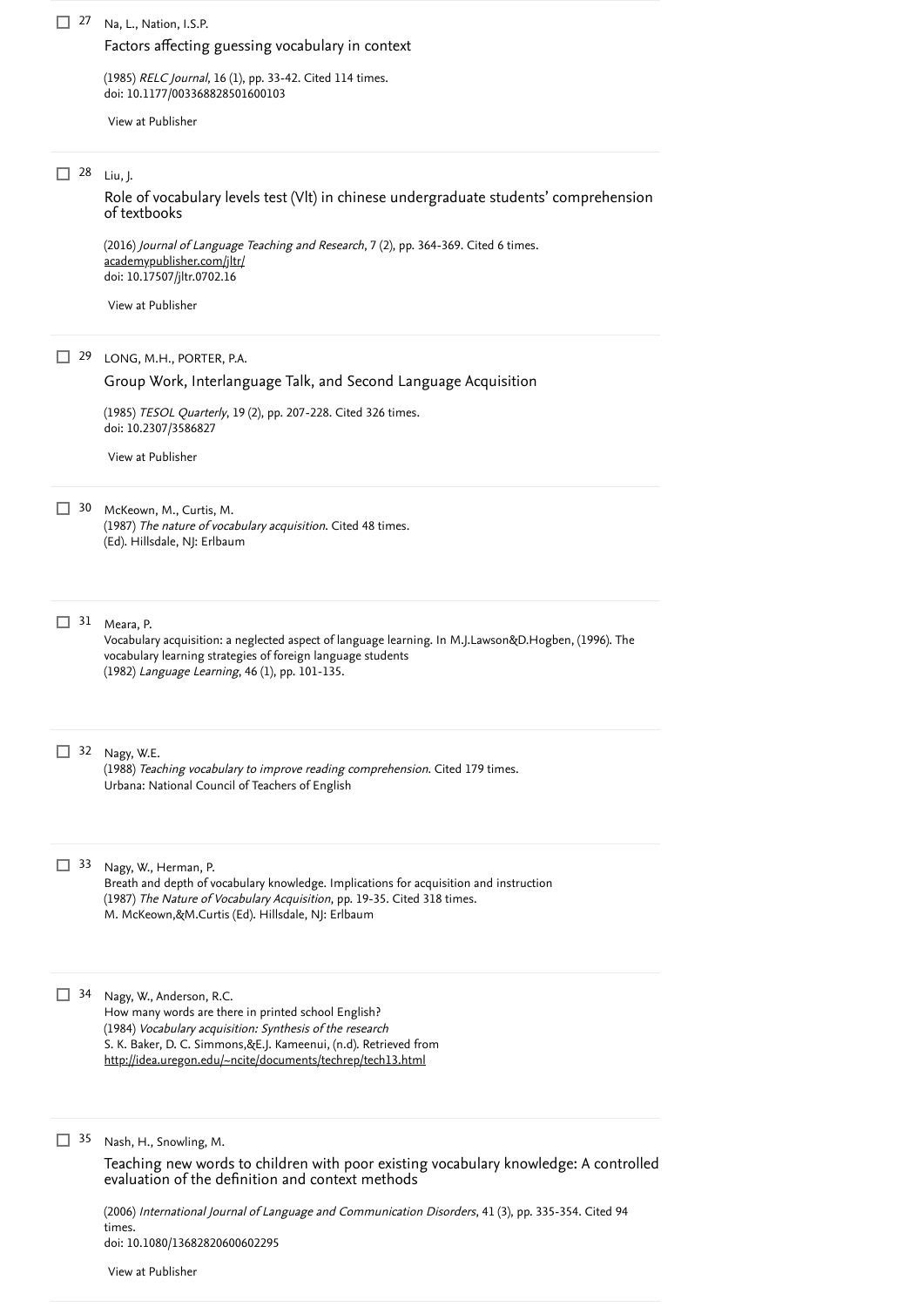27 Na, L., Nation, I.S.P.

Factors affecting guessing vocabulary in context

(1985) *RELC Journal*, 16 (1), pp. 33-42. Cited 114 times.
doi: 10.1177/003368828501600103

View at Publisher

28 Liu, J.

Role of vocabulary levels test (Vlt) in chinese undergraduate students' comprehension of textbooks

(2016) *Journal of Language Teaching and Research*, 7 (2), pp. 364-369. Cited 6 times.
academypublisher.com/jltr/
doi: 10.17507/jltr.0702.16

View at Publisher

29 LONG, M.H., PORTER, P.A.

Group Work, Interlanguage Talk, and Second Language Acquisition

(1985) *TESOL Quarterly*, 19 (2), pp. 207-228. Cited 326 times.
doi: 10.2307/3586827

View at Publisher

30 McKeown, M., Curtis, M.
(1987) *The nature of vocabulary acquisition*. Cited 48 times.
(Ed). Hillsdale, NJ: Erlbaum

31 Meara, P.
Vocabulary acquisition: a neglected aspect of language learning. In M.J.Lawson&D.Hogben, (1996). The vocabulary learning strategies of foreign language students
(1982) *Language Learning*, 46 (1), pp. 101-135.

32 Nagy, W.E.
(1988) *Teaching vocabulary to improve reading comprehension*. Cited 179 times.
Urbana: National Council of Teachers of English

33 Nagy, W., Herman, P.
Breath and depth of vocabulary knowledge. Implications for acquisition and instruction
(1987) *The Nature of Vocabulary Acquisition*, pp. 19-35. Cited 318 times.
M. McKeown,&M.Curtis (Ed). Hillsdale, NJ: Erlbaum

34 Nagy, W., Anderson, R.C.
How many words are there in printed school English?
(1984) *Vocabulary acquisition: Synthesis of the research*
S. K. Baker, D. C. Simmons,&E.J. Kameenui, (n.d). Retrieved from
http://idea.uregon.edu/~ncite/documents/techrep/tech13.html

35 Nash, H., Snowling, M.

Teaching new words to children with poor existing vocabulary knowledge: A controlled evaluation of the definition and context methods

(2006) *International Journal of Language and Communication Disorders*, 41 (3), pp. 335-354. Cited 94 times.
doi: 10.1080/13682820600602295

View at Publisher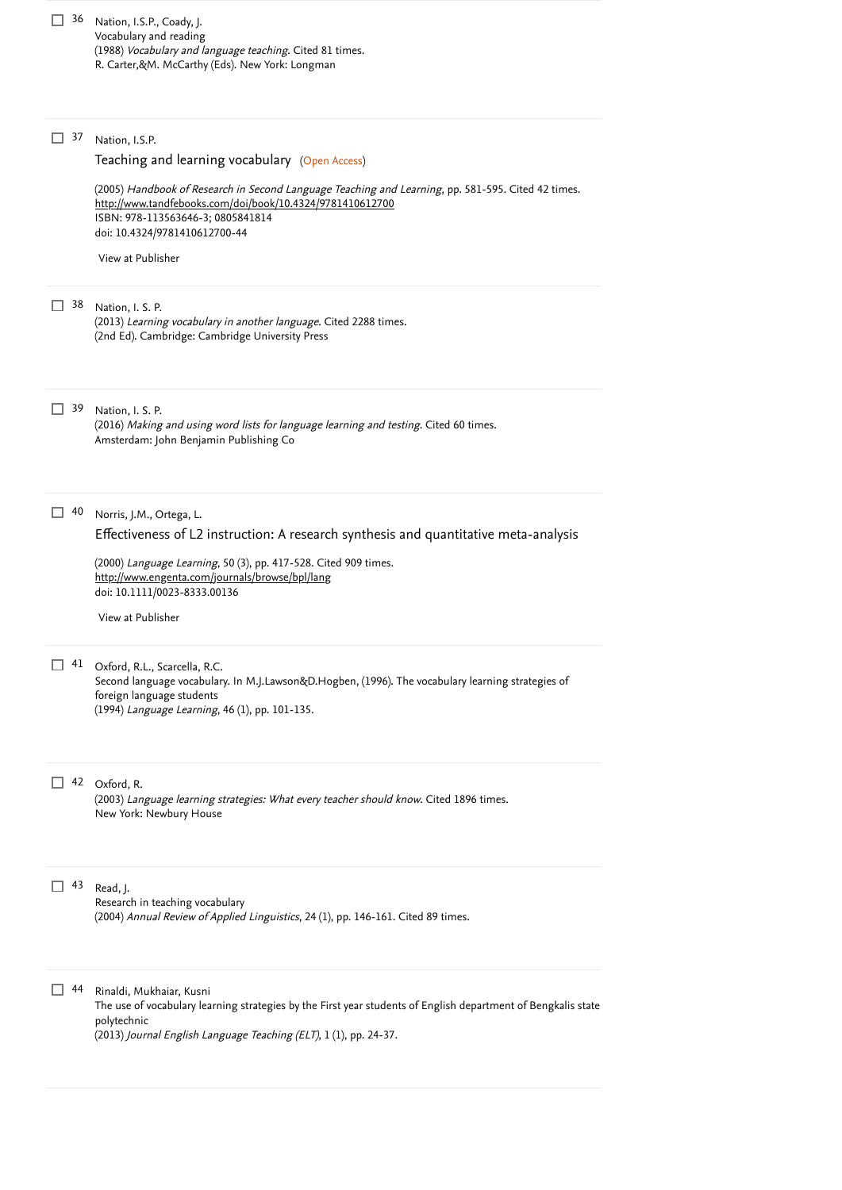36 Nation, I.S.P., Coady, J.
Vocabulary and reading
(1988) *Vocabulary and language teaching*. Cited 81 times.
R. Carter,&M. McCarthy (Eds). New York: Longman

37 Nation, I.S.P.
Teaching and learning vocabulary (Open Access)

(2005) *Handbook of Research in Second Language Teaching and Learning*, pp. 581-595. Cited 42 times.
http://www.tandfebooks.com/doi/book/10.4324/9781410612700
ISBN: 978-113563646-3; 0805841814
doi: 10.4324/9781410612700-44

View at Publisher

38 Nation, I. S. P.
(2013) *Learning vocabulary in another language*. Cited 2288 times.
(2nd Ed). Cambridge: Cambridge University Press

39 Nation, I. S. P.
(2016) *Making and using word lists for language learning and testing*. Cited 60 times.
Amsterdam: John Benjamin Publishing Co

40 Norris, J.M., Ortega, L.
Effectiveness of L2 instruction: A research synthesis and quantitative meta-analysis

(2000) *Language Learning*, 50 (3), pp. 417-528. Cited 909 times.
http://www.engenta.com/journals/browse/bpl/lang
doi: 10.1111/0023-8333.00136

View at Publisher

41 Oxford, R.L., Scarcella, R.C.
Second language vocabulary. In M.J.Lawson&D.Hogben, (1996). The vocabulary learning strategies of foreign language students
(1994) *Language Learning*, 46 (1), pp. 101-135.

42 Oxford, R.
(2003) *Language learning strategies: What every teacher should know*. Cited 1896 times.
New York: Newbury House

43 Read, J.
Research in teaching vocabulary
(2004) *Annual Review of Applied Linguistics*, 24 (1), pp. 146-161. Cited 89 times.

44 Rinaldi, Mukhaiar, Kusni
The use of vocabulary learning strategies by the First year students of English department of Bengkalis state polytechnic
(2013) *Journal English Language Teaching (ELT)*, 1 (1), pp. 24-37.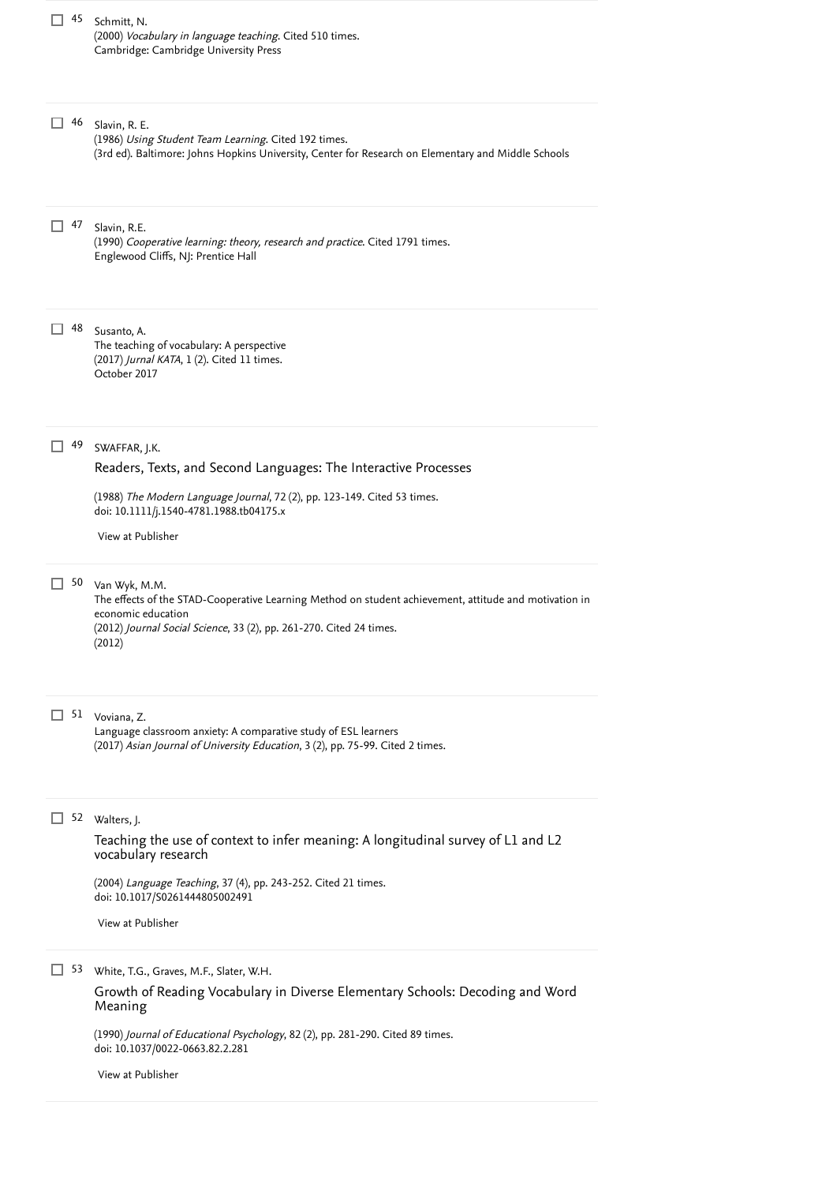45. Schmitt, N.
(2000) *Vocabulary in language teaching*. Cited 510 times.
Cambridge: Cambridge University Press

46. Slavin, R. E.
(1986) *Using Student Team Learning*. Cited 192 times.
(3rd ed). Baltimore: Johns Hopkins University, Center for Research on Elementary and Middle Schools

47. Slavin, R.E.
(1990) *Cooperative learning: theory, research and practice*. Cited 1791 times.
Englewood Cliffs, NJ: Prentice Hall

48. Susanto, A.
The teaching of vocabulary: A perspective
(2017) *Jurnal KATA*, 1 (2). Cited 11 times.
October 2017

49. SWAFFAR, J.K.
Readers, Texts, and Second Languages: The Interactive Processes
(1988) *The Modern Language Journal*, 72 (2), pp. 123-149. Cited 53 times.
doi: 10.1111/j.1540-4781.1988.tb04175.x
View at Publisher

50. Van Wyk, M.M.
The effects of the STAD-Cooperative Learning Method on student achievement, attitude and motivation in economic education
(2012) *Journal Social Science*, 33 (2), pp. 261-270. Cited 24 times.
(2012)

51. Voviana, Z.
Language classroom anxiety: A comparative study of ESL learners
(2017) *Asian Journal of University Education*, 3 (2), pp. 75-99. Cited 2 times.

52. Walters, J.
Teaching the use of context to infer meaning: A longitudinal survey of L1 and L2 vocabulary research
(2004) *Language Teaching*, 37 (4), pp. 243-252. Cited 21 times.
doi: 10.1017/S0261444805002491
View at Publisher

53. White, T.G., Graves, M.F., Slater, W.H.
Growth of Reading Vocabulary in Diverse Elementary Schools: Decoding and Word Meaning
(1990) *Journal of Educational Psychology*, 82 (2), pp. 281-290. Cited 89 times.
doi: 10.1037/0022-0663.82.2.281
View at Publisher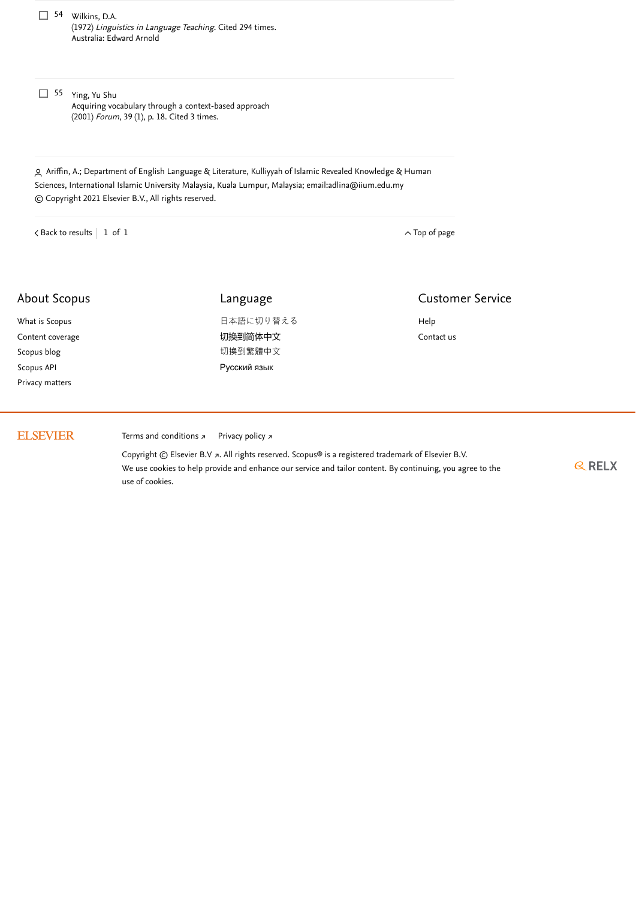54 Wilkins, D.A.
(1972) *Linguistics in Language Teaching*. Cited 294 times.
Australia: Edward Arnold

55 Ying, Yu Shu
Acquiring vocabulary through a context-based approach
(2001) *Forum*, 39 (1), p. 18. Cited 3 times.

Ariffin, A.; Department of English Language & Literature, Kulliyyah of Islamic Revealed Knowledge & Human Sciences, International Islamic University Malaysia, Kuala Lumpur, Malaysia; email:adlina@iium.edu.my
© Copyright 2021 Elsevier B.V., All rights reserved.

< Back to results | 1 of 1 ^ Top of page

## About Scopus

What is Scopus
Content coverage
Scopus blog
Scopus API
Privacy matters

## Language

日本語に切り替える
切换到简体中文
切換到繁體中文
Русский язык

## Customer Service

Help
Contact us

ELSEVIER

Terms and conditions ↗ Privacy policy ↗

Copyright © Elsevier B.V ↗. All rights reserved. Scopus® is a registered trademark of Elsevier B.V.
We use cookies to help provide and enhance our service and tailor content. By continuing, you agree to the use of cookies.

RELX